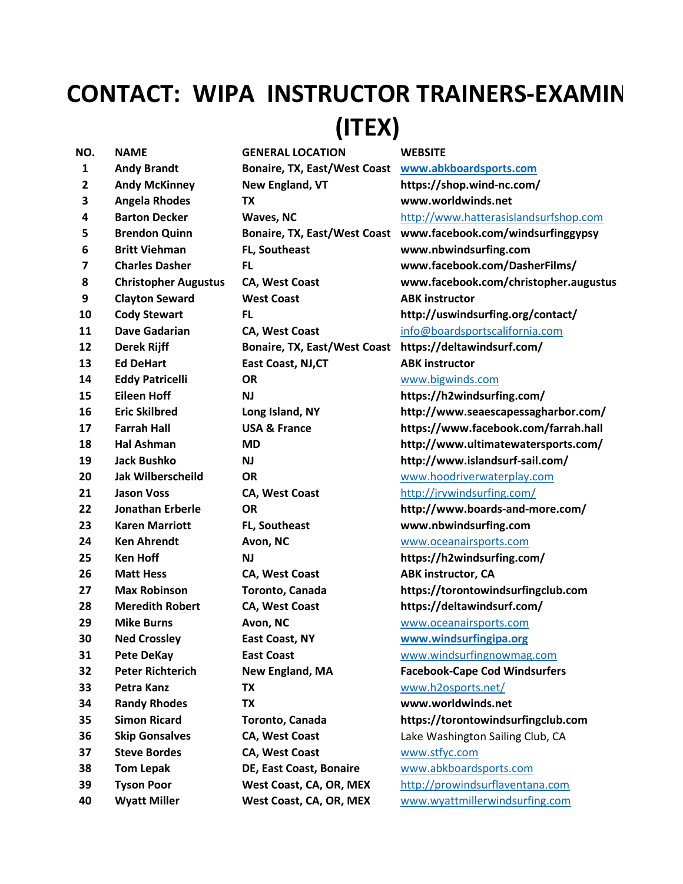# CONTACT: WIPA INSTRUCTOR TRAINERS-EXAMIN (ITEX)

| NO. | NAME | GENERAL LOCATION | WEBSITE |
|---|---|---|---|
| 1 | Andy Brandt | Bonaire, TX, East/West Coast | www.abkboardsports.com |
| 2 | Andy McKinney | New England, VT | https://shop.wind-nc.com/ |
| 3 | Angela Rhodes | TX | www.worldwinds.net |
| 4 | Barton Decker | Waves, NC | http://www.hatterasislandsurfshop.com |
| 5 | Brendon Quinn | Bonaire, TX, East/West Coast | www.facebook.com/windsurfinggypsy |
| 6 | Britt Viehman | FL, Southeast | www.nbwindsurfing.com |
| 7 | Charles Dasher | FL | www.facebook.com/DasherFilms/ |
| 8 | Christopher Augustus | CA, West Coast | www.facebook.com/christopher.augustus |
| 9 | Clayton Seward | West Coast | ABK instructor |
| 10 | Cody Stewart | FL | http://uswindsurfing.org/contact/ |
| 11 | Dave Gadarian | CA, West Coast | info@boardsportscalifornia.com |
| 12 | Derek Rijff | Bonaire, TX, East/West Coast | https://deltawindsurf.com/ |
| 13 | Ed DeHart | East Coast, NJ,CT | ABK instructor |
| 14 | Eddy Patricelli | OR | www.bigwinds.com |
| 15 | Eileen Hoff | NJ | https://h2windsurfing.com/ |
| 16 | Eric Skilbred | Long Island, NY | http://www.seaescapessagharbor.com/ |
| 17 | Farrah Hall | USA & France | https://www.facebook.com/farrah.hall |
| 18 | Hal Ashman | MD | http://www.ultimatewatersports.com/ |
| 19 | Jack Bushko | NJ | http://www.islandsurf-sail.com/ |
| 20 | Jak Wilberscheild | OR | www.hoodriverwaterplay.com |
| 21 | Jason Voss | CA, West Coast | http://jrvwindsurfing.com/ |
| 22 | Jonathan Erberle | OR | http://www.boards-and-more.com/ |
| 23 | Karen Marriott | FL, Southeast | www.nbwindsurfing.com |
| 24 | Ken Ahrendt | Avon, NC | www.oceanairsports.com |
| 25 | Ken Hoff | NJ | https://h2windsurfing.com/ |
| 26 | Matt Hess | CA, West Coast | ABK instructor, CA |
| 27 | Max Robinson | Toronto, Canada | https://torontowindsurfingclub.com |
| 28 | Meredith Robert | CA, West Coast | https://deltawindsurf.com/ |
| 29 | Mike Burns | Avon, NC | www.oceanairsports.com |
| 30 | Ned Crossley | East Coast, NY | www.windsurfingipa.org |
| 31 | Pete DeKay | East Coast | www.windsurfingnowmag.com |
| 32 | Peter Richterich | New England, MA | Facebook-Cape Cod Windsurfers |
| 33 | Petra Kanz | TX | www.h2osports.net/ |
| 34 | Randy Rhodes | TX | www.worldwinds.net |
| 35 | Simon Ricard | Toronto, Canada | https://torontowindsurfingclub.com |
| 36 | Skip Gonsalves | CA, West Coast | Lake Washington Sailing Club, CA |
| 37 | Steve Bordes | CA, West Coast | www.stfyc.com |
| 38 | Tom Lepak | DE, East Coast, Bonaire | www.abkboardsports.com |
| 39 | Tyson Poor | West Coast, CA, OR, MEX | http://prowindsurflaventana.com |
| 40 | Wyatt Miller | West Coast, CA, OR, MEX | www.wyattmillerwindsurfing.com |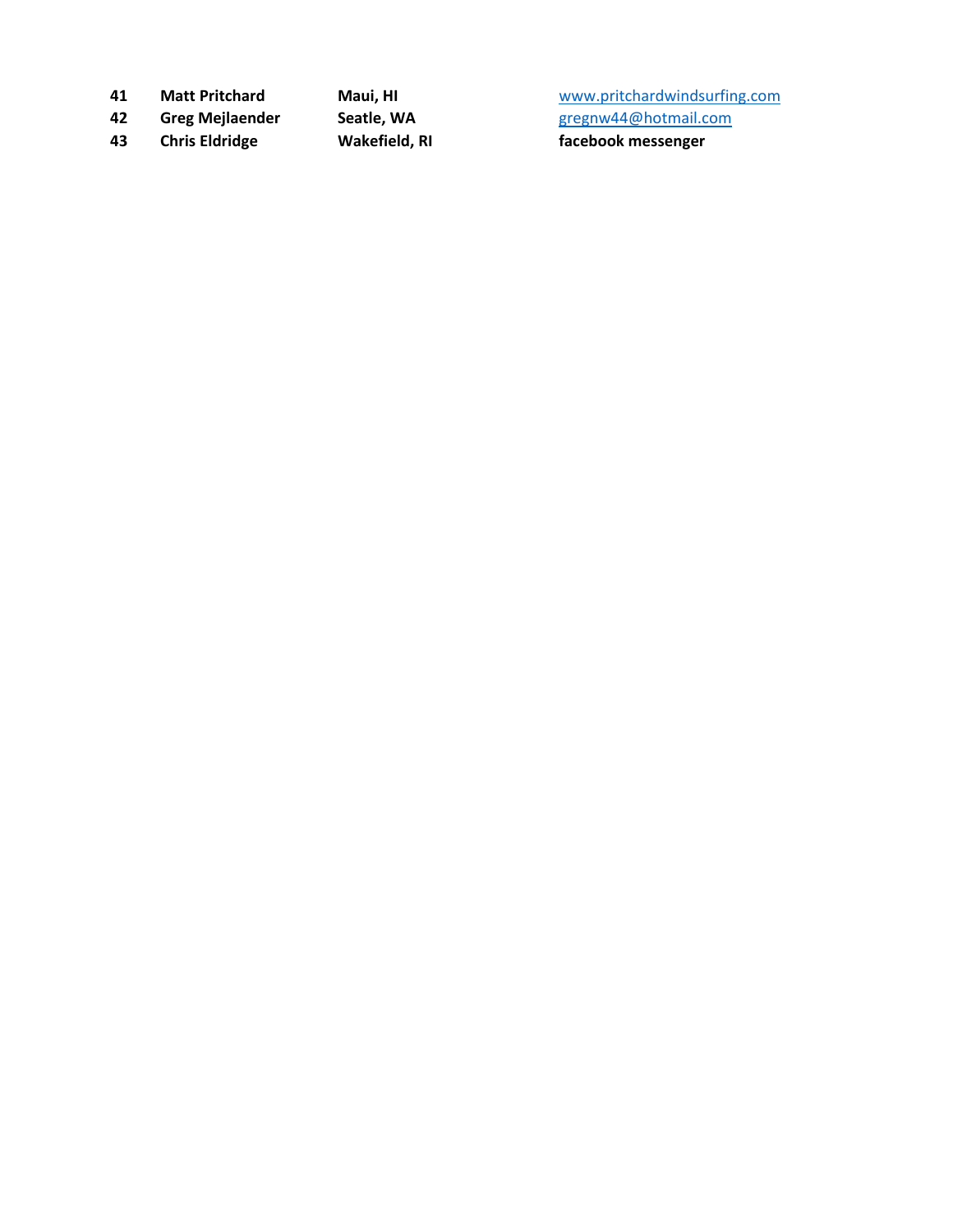| | | | |
|---|---|---|---|
| **41** | **Matt Pritchard** | **Maui, HI** | www.pritchardwindsurfing.com |
| **42** | **Greg Mejlaender** | **Seatle, WA** | gregnw44@hotmail.com |
| **43** | **Chris Eldridge** | **Wakefield, RI** | **facebook messenger** |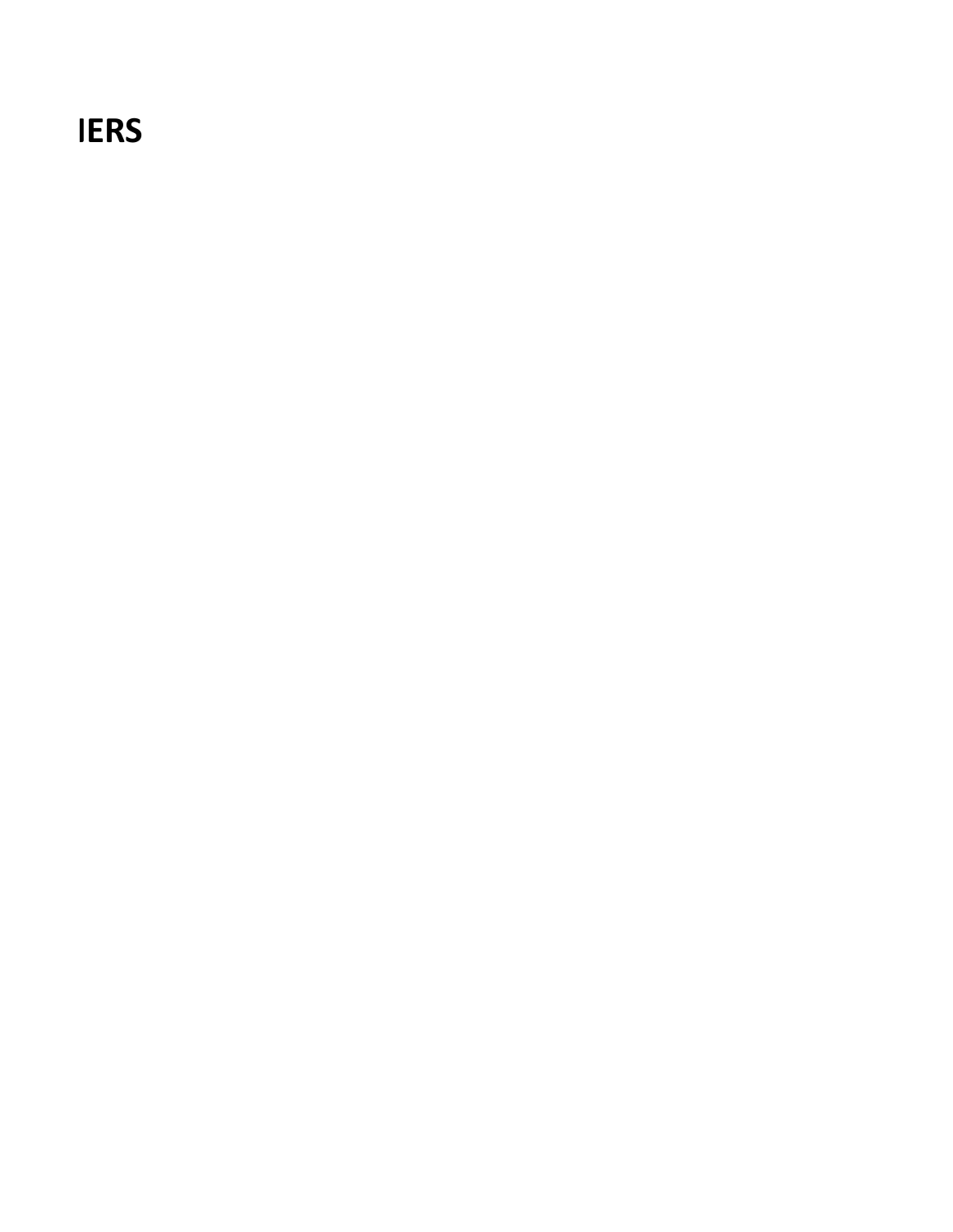**IERS**